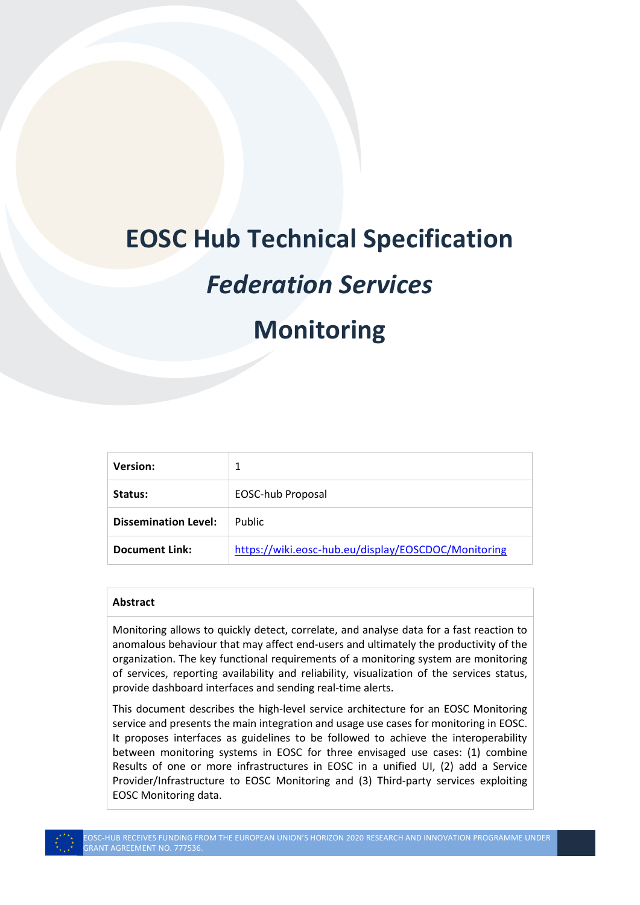# EOSC Hub Technical Specification

# *Federation Services*

# Monitoring

| **Version:** | 1 |
|---|---|
| **Status:** | EOSC-hub Proposal |
| **Dissemination Level:** | Public |
| **Document Link:** | [https://wiki.eosc-hub.eu/display/EOSCDOC/Monitoring](https://wiki.eosc-hub.eu/display/EOSCDOC/Monitoring) |

**Abstract**

Monitoring allows to quickly detect, correlate, and analyse data for a fast reaction to anomalous behaviour that may affect end-users and ultimately the productivity of the organization. The key functional requirements of a monitoring system are monitoring of services, reporting availability and reliability, visualization of the services status, provide dashboard interfaces and sending real-time alerts.

This document describes the high-level service architecture for an EOSC Monitoring service and presents the main integration and usage use cases for monitoring in EOSC. It proposes interfaces as guidelines to be followed to achieve the interoperability between monitoring systems in EOSC for three envisaged use cases: (1) combine Results of one or more infrastructures in EOSC in a unified UI, (2) add a Service Provider/Infrastructure to EOSC Monitoring and (3) Third-party services exploiting EOSC Monitoring data.

EOSC-HUB RECEIVES FUNDING FROM THE EUROPEAN UNION'S HORIZON 2020 RESEARCH AND INNOVATION PROGRAMME UNDER GRANT AGREEMENT NO. 777536.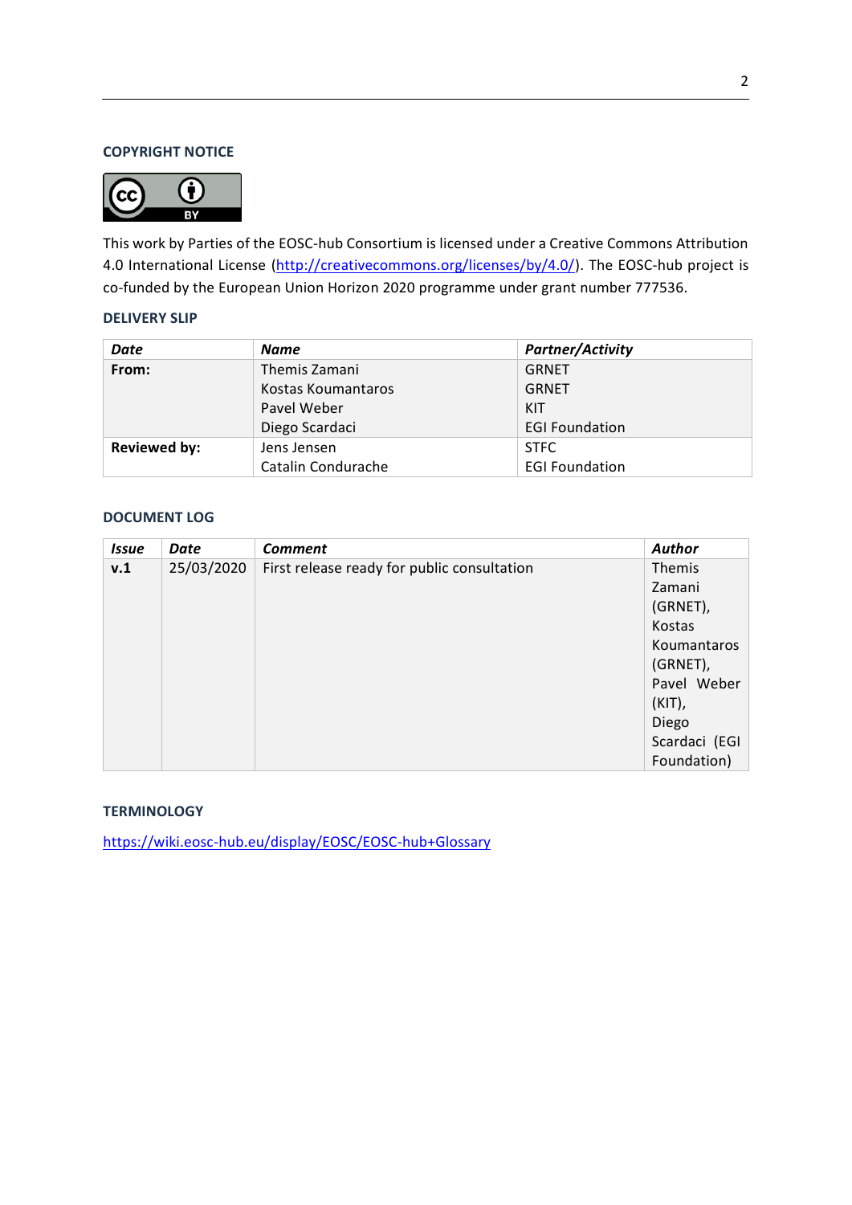## COPYRIGHT NOTICE

This work by Parties of the EOSC-hub Consortium is licensed under a Creative Commons Attribution 4.0 International License (http://creativecommons.org/licenses/by/4.0/). The EOSC-hub project is co-funded by the European Union Horizon 2020 programme under grant number 777536.

## DELIVERY SLIP

| *Date* | *Name* | *Partner/Activity* |
|---|---|---|
| **From:** | Themis Zamani<br>Kostas Koumantaros<br>Pavel Weber<br>Diego Scardaci | GRNET<br>GRNET<br>KIT<br>EGI Foundation |
| **Reviewed by:** | Jens Jensen<br>Catalin Condurache | STFC<br>EGI Foundation |

## DOCUMENT LOG

| *Issue* | *Date* | *Comment* | *Author* |
|---|---|---|---|
| **v.1** | 25/03/2020 | First release ready for public consultation | Themis Zamani (GRNET), Kostas Koumantaros (GRNET), Pavel Weber (KIT), Diego Scardaci (EGI Foundation) |

## TERMINOLOGY

https://wiki.eosc-hub.eu/display/EOSC/EOSC-hub+Glossary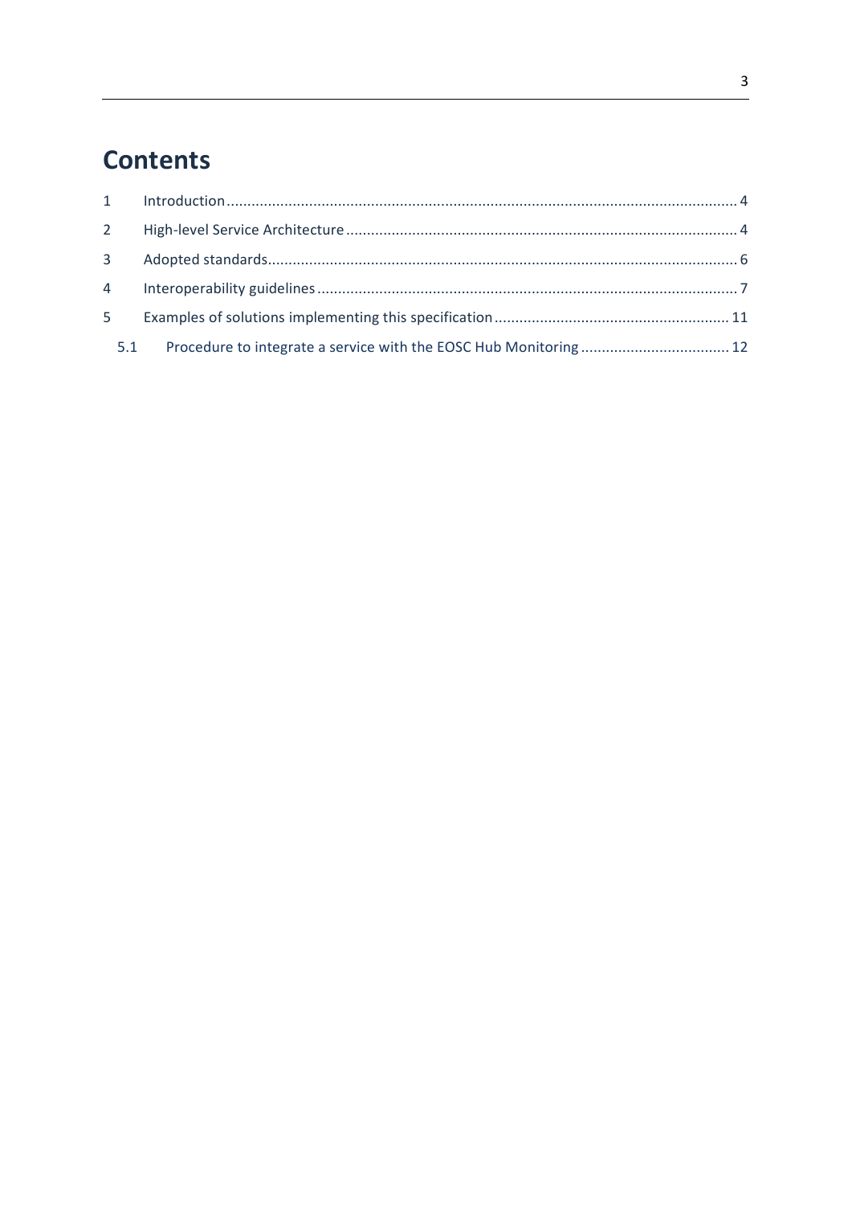# Contents

1 Introduction ............................................................................................................................ 4

2 High-level Service Architecture ............................................................................................... 4

3 Adopted standards.................................................................................................................. 6

4 Interoperability guidelines ....................................................................................................... 7

5 Examples of solutions implementing this specification ......................................................... 11

5.1 Procedure to integrate a service with the EOSC Hub Monitoring .................................... 12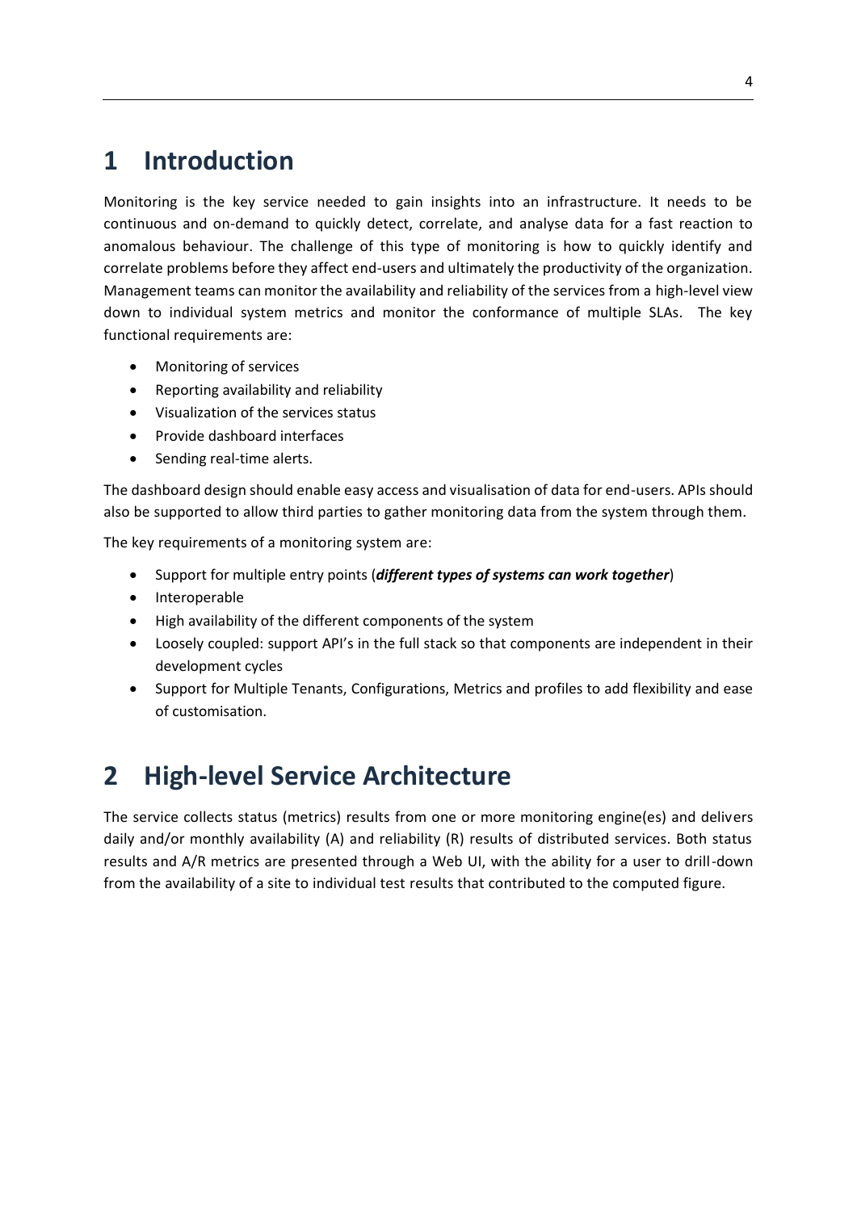# 1 Introduction

Monitoring is the key service needed to gain insights into an infrastructure. It needs to be continuous and on-demand to quickly detect, correlate, and analyse data for a fast reaction to anomalous behaviour. The challenge of this type of monitoring is how to quickly identify and correlate problems before they affect end-users and ultimately the productivity of the organization. Management teams can monitor the availability and reliability of the services from a high-level view down to individual system metrics and monitor the conformance of multiple SLAs. The key functional requirements are:

- Monitoring of services
- Reporting availability and reliability
- Visualization of the services status
- Provide dashboard interfaces
- Sending real-time alerts.

The dashboard design should enable easy access and visualisation of data for end-users. APIs should also be supported to allow third parties to gather monitoring data from the system through them.

The key requirements of a monitoring system are:

- Support for multiple entry points (***different types of systems can work together***)
- Interoperable
- High availability of the different components of the system
- Loosely coupled: support API's in the full stack so that components are independent in their development cycles
- Support for Multiple Tenants, Configurations, Metrics and profiles to add flexibility and ease of customisation.

# 2 High-level Service Architecture

The service collects status (metrics) results from one or more monitoring engine(es) and delivers daily and/or monthly availability (A) and reliability (R) results of distributed services. Both status results and A/R metrics are presented through a Web UI, with the ability for a user to drill-down from the availability of a site to individual test results that contributed to the computed figure.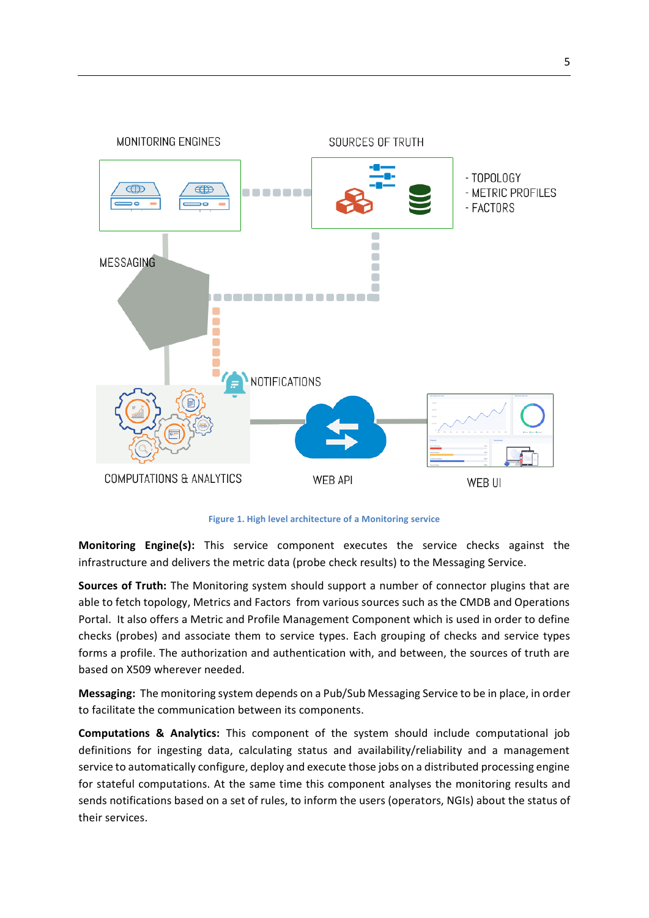Figure 1. High level architecture of a Monitoring service

**Monitoring Engine(s):** This service component executes the service checks against the infrastructure and delivers the metric data (probe check results) to the Messaging Service.

**Sources of Truth:** The Monitoring system should support a number of connector plugins that are able to fetch topology, Metrics and Factors from various sources such as the CMDB and Operations Portal. It also offers a Metric and Profile Management Component which is used in order to define checks (probes) and associate them to service types. Each grouping of checks and service types forms a profile. The authorization and authentication with, and between, the sources of truth are based on X509 wherever needed.

**Messaging:** The monitoring system depends on a Pub/Sub Messaging Service to be in place, in order to facilitate the communication between its components.

**Computations & Analytics:** This component of the system should include computational job definitions for ingesting data, calculating status and availability/reliability and a management service to automatically configure, deploy and execute those jobs on a distributed processing engine for stateful computations. At the same time this component analyses the monitoring results and sends notifications based on a set of rules, to inform the users (operators, NGIs) about the status of their services.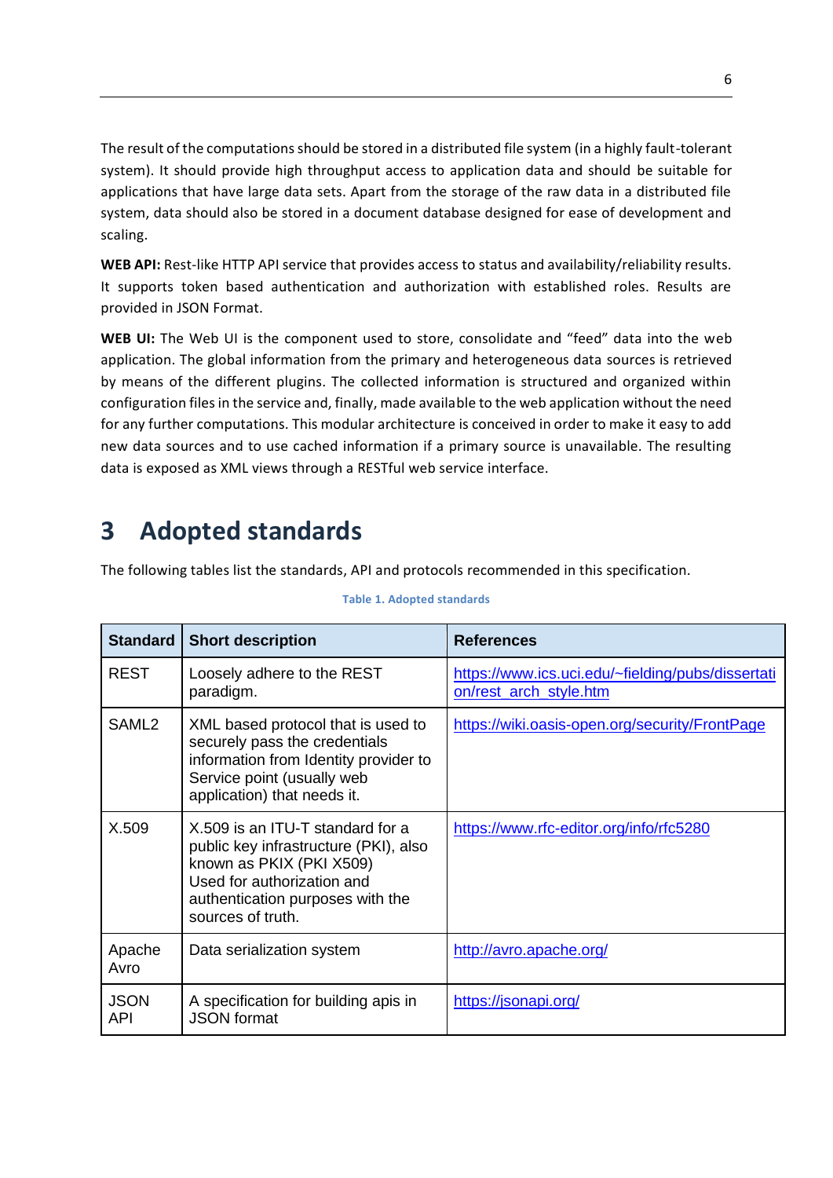The result of the computations should be stored in a distributed file system (in a highly fault-tolerant system). It should provide high throughput access to application data and should be suitable for applications that have large data sets. Apart from the storage of the raw data in a distributed file system, data should also be stored in a document database designed for ease of development and scaling.

**WEB API:** Rest-like HTTP API service that provides access to status and availability/reliability results. It supports token based authentication and authorization with established roles. Results are provided in JSON Format.

**WEB UI:** The Web UI is the component used to store, consolidate and "feed" data into the web application. The global information from the primary and heterogeneous data sources is retrieved by means of the different plugins. The collected information is structured and organized within configuration files in the service and, finally, made available to the web application without the need for any further computations. This modular architecture is conceived in order to make it easy to add new data sources and to use cached information if a primary source is unavailable. The resulting data is exposed as XML views through a RESTful web service interface.

# 3 Adopted standards

The following tables list the standards, API and protocols recommended in this specification.

**Table 1. Adopted standards**

| Standard | Short description | References |
|---|---|---|
| REST | Loosely adhere to the REST paradigm. | https://www.ics.uci.edu/~fielding/pubs/dissertation/rest_arch_style.htm |
| SAML2 | XML based protocol that is used to securely pass the credentials information from Identity provider to Service point (usually web application) that needs it. | https://wiki.oasis-open.org/security/FrontPage |
| X.509 | X.509 is an ITU-T standard for a public key infrastructure (PKI), also known as PKIX (PKI X509) Used for authorization and authentication purposes with the sources of truth. | https://www.rfc-editor.org/info/rfc5280 |
| Apache Avro | Data serialization system | http://avro.apache.org/ |
| JSON API | A specification for building apis in JSON format | https://jsonapi.org/ |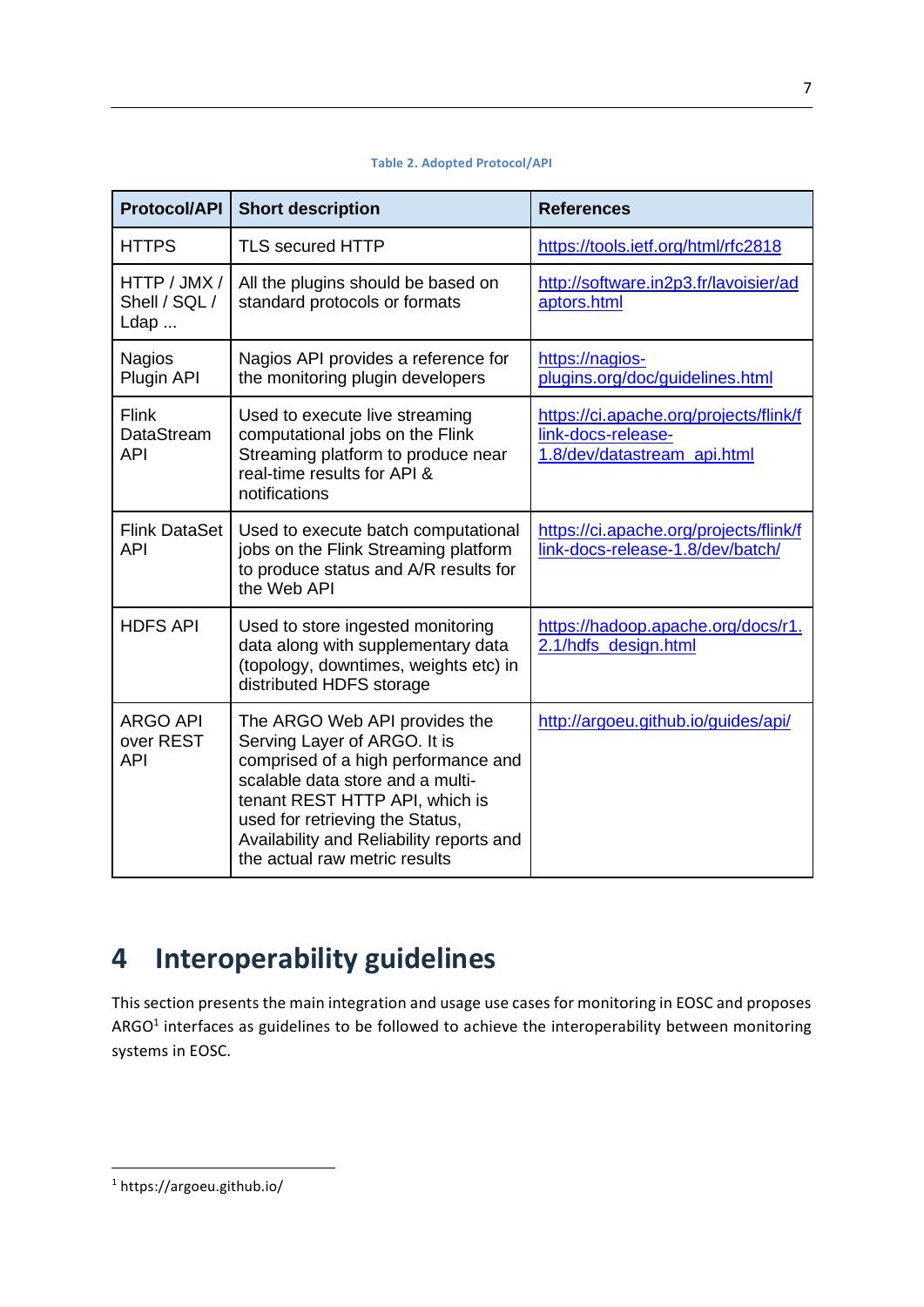Table 2. Adopted Protocol/API

| Protocol/API | Short description | References |
|---|---|---|
| HTTPS | TLS secured HTTP | https://tools.ietf.org/html/rfc2818 |
| HTTP / JMX / Shell / SQL / Ldap ... | All the plugins should be based on standard protocols or formats | http://software.in2p3.fr/lavoisier/adaptors.html |
| Nagios Plugin API | Nagios API provides a reference for the monitoring plugin developers | https://nagios-plugins.org/doc/guidelines.html |
| Flink DataStream API | Used to execute live streaming computational jobs on the Flink Streaming platform to produce near real-time results for API & notifications | https://ci.apache.org/projects/flink/flink-docs-release-1.8/dev/datastream_api.html |
| Flink DataSet API | Used to execute batch computational jobs on the Flink Streaming platform to produce status and A/R results for the Web API | https://ci.apache.org/projects/flink/flink-docs-release-1.8/dev/batch/ |
| HDFS API | Used to store ingested monitoring data along with supplementary data (topology, downtimes, weights etc) in distributed HDFS storage | https://hadoop.apache.org/docs/r1.2.1/hdfs_design.html |
| ARGO API over REST API | The ARGO Web API provides the Serving Layer of ARGO. It is comprised of a high performance and scalable data store and a multi-tenant REST HTTP API, which is used for retrieving the Status, Availability and Reliability reports and the actual raw metric results | http://argoeu.github.io/guides/api/ |

# 4 Interoperability guidelines

This section presents the main integration and usage use cases for monitoring in EOSC and proposes ARGO[1] interfaces as guidelines to be followed to achieve the interoperability between monitoring systems in EOSC.

[1] https://argoeu.github.io/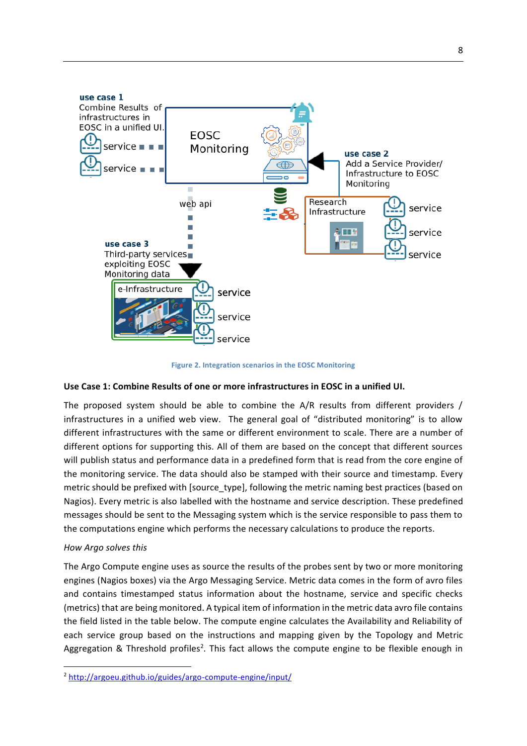Figure 2. Integration scenarios in the EOSC Monitoring

**Use Case 1: Combine Results of one or more infrastructures in EOSC in a unified UI.**

The proposed system should be able to combine the A/R results from different providers / infrastructures in a unified web view. The general goal of “distributed monitoring” is to allow different infrastructures with the same or different environment to scale. There are a number of different options for supporting this. All of them are based on the concept that different sources will publish status and performance data in a predefined form that is read from the core engine of the monitoring service. The data should also be stamped with their source and timestamp. Every metric should be prefixed with [source_type], following the metric naming best practices (based on Nagios). Every metric is also labelled with the hostname and service description. These predefined messages should be sent to the Messaging system which is the service responsible to pass them to the computations engine which performs the necessary calculations to produce the reports.

*How Argo solves this*

The Argo Compute engine uses as source the results of the probes sent by two or more monitoring engines (Nagios boxes) via the Argo Messaging Service. Metric data comes in the form of avro files and contains timestamped status information about the hostname, service and specific checks (metrics) that are being monitored. A typical item of information in the metric data avro file contains the field listed in the table below. The compute engine calculates the Availability and Reliability of each service group based on the instructions and mapping given by the Topology and Metric Aggregation & Threshold profiles[2]. This fact allows the compute engine to be flexible enough in

[2] http://argoeu.github.io/guides/argo-compute-engine/input/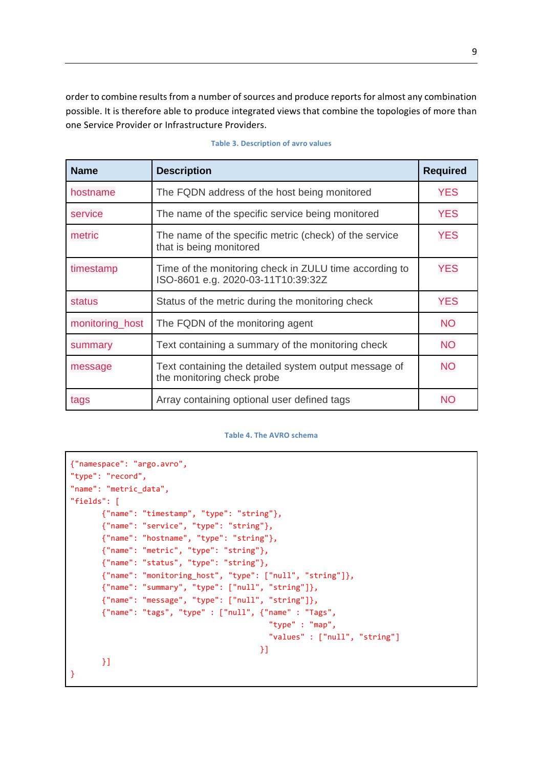order to combine results from a number of sources and produce reports for almost any combination possible. It is therefore able to produce integrated views that combine the topologies of more than one Service Provider or Infrastructure Providers.

Table 3. Description of avro values

| Name | Description | Required |
|---|---|---|
| hostname | The FQDN address of the host being monitored | YES |
| service | The name of the specific service being monitored | YES |
| metric | The name of the specific metric (check) of the service that is being monitored | YES |
| timestamp | Time of the monitoring check in ZULU time according to ISO-8601 e.g. 2020-03-11T10:39:32Z | YES |
| status | Status of the metric during the monitoring check | YES |
| monitoring_host | The FQDN of the monitoring agent | NO |
| summary | Text containing a summary of the monitoring check | NO |
| message | Text containing the detailed system output message of the monitoring check probe | NO |
| tags | Array containing optional user defined tags | NO |

Table 4. The AVRO schema

```
{"namespace": "argo.avro",
"type": "record",
"name": "metric_data",
"fields": [
       {"name": "timestamp", "type": "string"},
       {"name": "service", "type": "string"},
       {"name": "hostname", "type": "string"},
       {"name": "metric", "type": "string"},
       {"name": "status", "type": "string"},
       {"name": "monitoring_host", "type": ["null", "string"]},
       {"name": "summary", "type": ["null", "string"]},
       {"name": "message", "type": ["null", "string"]},
       {"name": "tags", "type" : ["null", {"name" : "Tags",
                                          "type" : "map",
                                          "values" : ["null", "string"]
                                        }]
       }]
}
```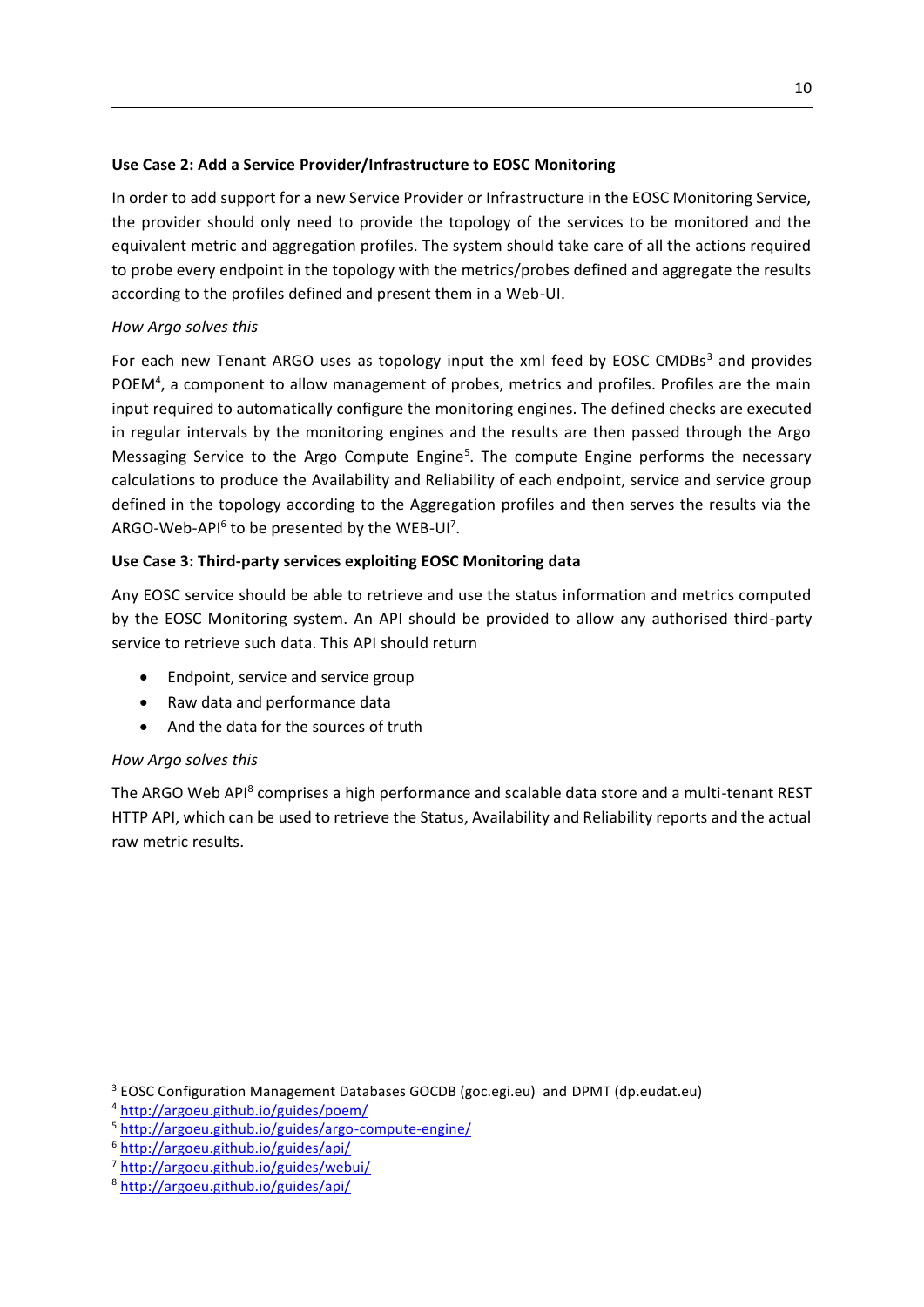**Use Case 2: Add a Service Provider/Infrastructure to EOSC Monitoring**

In order to add support for a new Service Provider or Infrastructure in the EOSC Monitoring Service, the provider should only need to provide the topology of the services to be monitored and the equivalent metric and aggregation profiles. The system should take care of all the actions required to probe every endpoint in the topology with the metrics/probes defined and aggregate the results according to the profiles defined and present them in a Web-UI.

*How Argo solves this*

For each new Tenant ARGO uses as topology input the xml feed by EOSC CMDBs[3] and provides POEM[4], a component to allow management of probes, metrics and profiles. Profiles are the main input required to automatically configure the monitoring engines. The defined checks are executed in regular intervals by the monitoring engines and the results are then passed through the Argo Messaging Service to the Argo Compute Engine[5]. The compute Engine performs the necessary calculations to produce the Availability and Reliability of each endpoint, service and service group defined in the topology according to the Aggregation profiles and then serves the results via the ARGO-Web-API[6] to be presented by the WEB-UI[7].

**Use Case 3: Third-party services exploiting EOSC Monitoring data**

Any EOSC service should be able to retrieve and use the status information and metrics computed by the EOSC Monitoring system. An API should be provided to allow any authorised third-party service to retrieve such data. This API should return

- Endpoint, service and service group
- Raw data and performance data
- And the data for the sources of truth

*How Argo solves this*

The ARGO Web API[8] comprises a high performance and scalable data store and a multi-tenant REST HTTP API, which can be used to retrieve the Status, Availability and Reliability reports and the actual raw metric results.

---

[3] EOSC Configuration Management Databases GOCDB (goc.egi.eu) and DPMT (dp.eudat.eu)

[4] http://argoeu.github.io/guides/poem/

[5] http://argoeu.github.io/guides/argo-compute-engine/

[6] http://argoeu.github.io/guides/api/

[7] http://argoeu.github.io/guides/webui/

[8] http://argoeu.github.io/guides/api/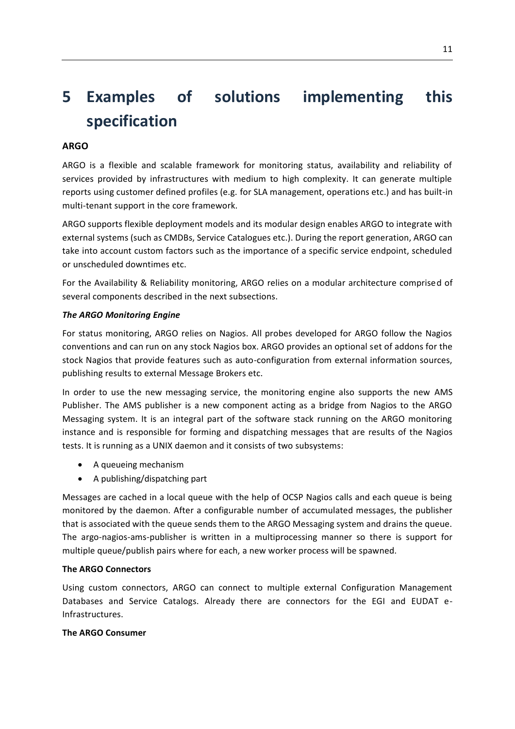# 5 Examples of solutions implementing this specification

**ARGO**

ARGO is a flexible and scalable framework for monitoring status, availability and reliability of services provided by infrastructures with medium to high complexity. It can generate multiple reports using customer defined profiles (e.g. for SLA management, operations etc.) and has built-in multi-tenant support in the core framework.

ARGO supports flexible deployment models and its modular design enables ARGO to integrate with external systems (such as CMDBs, Service Catalogues etc.). During the report generation, ARGO can take into account custom factors such as the importance of a specific service endpoint, scheduled or unscheduled downtimes etc.

For the Availability & Reliability monitoring, ARGO relies on a modular architecture comprised of several components described in the next subsections.

***The ARGO Monitoring Engine***

For status monitoring, ARGO relies on Nagios. All probes developed for ARGO follow the Nagios conventions and can run on any stock Nagios box. ARGO provides an optional set of addons for the stock Nagios that provide features such as auto-configuration from external information sources, publishing results to external Message Brokers etc.

In order to use the new messaging service, the monitoring engine also supports the new AMS Publisher. The AMS publisher is a new component acting as a bridge from Nagios to the ARGO Messaging system. It is an integral part of the software stack running on the ARGO monitoring instance and is responsible for forming and dispatching messages that are results of the Nagios tests. It is running as a UNIX daemon and it consists of two subsystems:

- A queueing mechanism
- A publishing/dispatching part

Messages are cached in a local queue with the help of OCSP Nagios calls and each queue is being monitored by the daemon. After a configurable number of accumulated messages, the publisher that is associated with the queue sends them to the ARGO Messaging system and drains the queue. The argo-nagios-ams-publisher is written in a multiprocessing manner so there is support for multiple queue/publish pairs where for each, a new worker process will be spawned.

**The ARGO Connectors**

Using custom connectors, ARGO can connect to multiple external Configuration Management Databases and Service Catalogs. Already there are connectors for the EGI and EUDAT e-Infrastructures.

**The ARGO Consumer**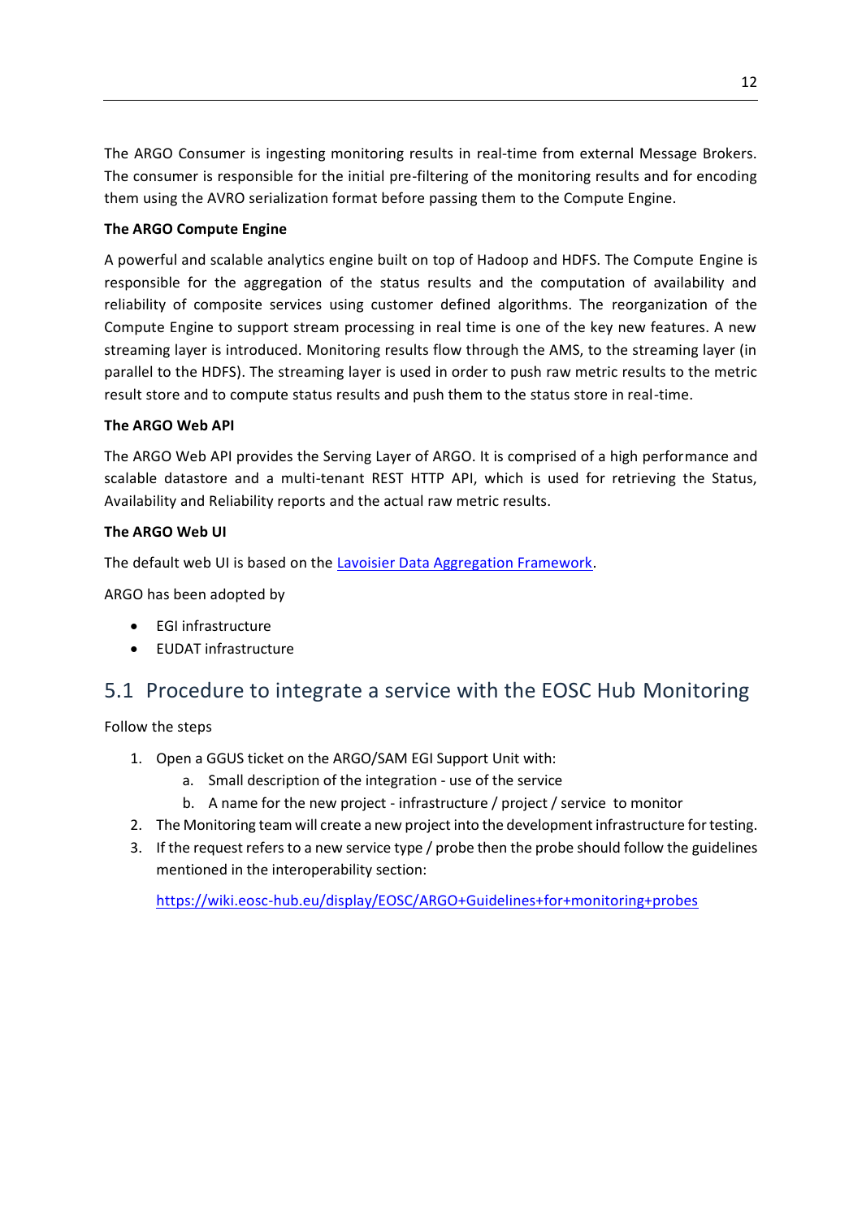The ARGO Consumer is ingesting monitoring results in real-time from external Message Brokers. The consumer is responsible for the initial pre-filtering of the monitoring results and for encoding them using the AVRO serialization format before passing them to the Compute Engine.

**The ARGO Compute Engine**

A powerful and scalable analytics engine built on top of Hadoop and HDFS. The Compute Engine is responsible for the aggregation of the status results and the computation of availability and reliability of composite services using customer defined algorithms. The reorganization of the Compute Engine to support stream processing in real time is one of the key new features. A new streaming layer is introduced. Monitoring results flow through the AMS, to the streaming layer (in parallel to the HDFS). The streaming layer is used in order to push raw metric results to the metric result store and to compute status results and push them to the status store in real-time.

**The ARGO Web API**

The ARGO Web API provides the Serving Layer of ARGO. It is comprised of a high performance and scalable datastore and a multi-tenant REST HTTP API, which is used for retrieving the Status, Availability and Reliability reports and the actual raw metric results.

**The ARGO Web UI**

The default web UI is based on the [Lavoisier Data Aggregation Framework](#).

ARGO has been adopted by

- EGI infrastructure
- EUDAT infrastructure

## 5.1 Procedure to integrate a service with the EOSC Hub Monitoring

Follow the steps

1. Open a GGUS ticket on the ARGO/SAM EGI Support Unit with:
   a. Small description of the integration - use of the service
   b. A name for the new project - infrastructure / project / service to monitor
2. The Monitoring team will create a new project into the development infrastructure for testing.
3. If the request refers to a new service type / probe then the probe should follow the guidelines mentioned in the interoperability section:

   https://wiki.eosc-hub.eu/display/EOSC/ARGO+Guidelines+for+monitoring+probes